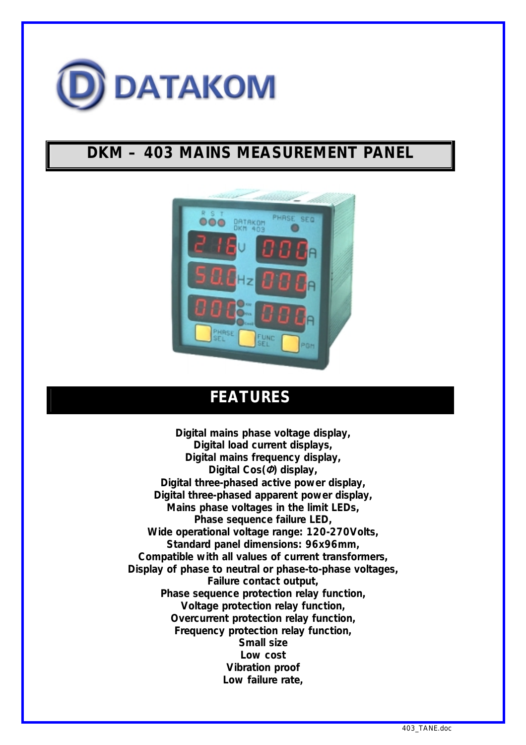DATAKOM

# DKM – 403 MAINS MEASUREMENT PANEL

## FEATURES

Digital mains phase voltage display,
Digital load current displays,
Digital mains frequency display,
Digital Cos(Φ) display,
Digital three-phased active power display,
Digital three-phased apparent power display,
Mains phase voltages in the limit LEDs,
Phase sequence failure LED,
Wide operational voltage range: 120-270Volts,
Standard panel dimensions: 96x96mm,
Compatible with all values of current transformers,
Display of phase to neutral or phase-to-phase voltages,
Failure contact output,
Phase sequence protection relay function,
Voltage protection relay function,
Overcurrent protection relay function,
Frequency protection relay function,
Small size
Low cost
Vibration proof
Low failure rate,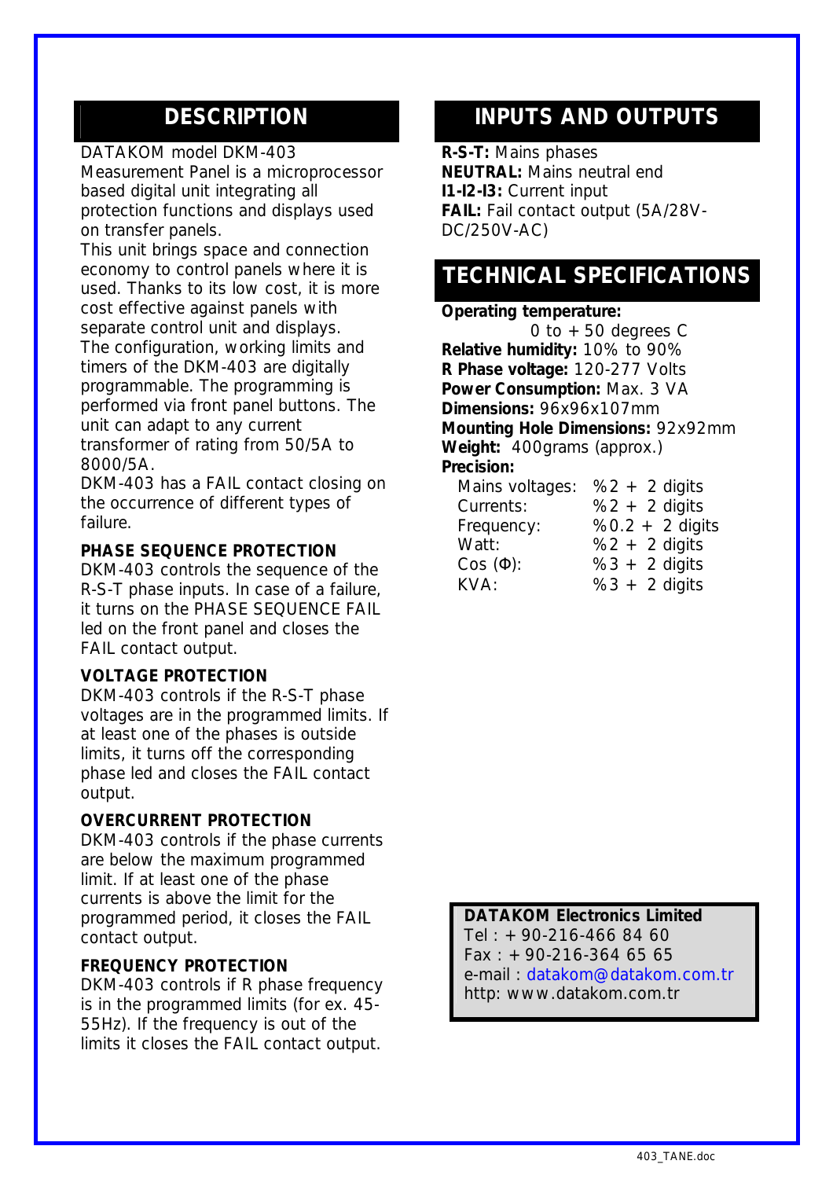## DESCRIPTION

DATAKOM model DKM-403 Measurement Panel is a microprocessor based digital unit integrating all protection functions and displays used on transfer panels.

This unit brings space and connection economy to control panels where it is used. Thanks to its low cost, it is more cost effective against panels with separate control unit and displays.

The configuration, working limits and timers of the DKM-403 are digitally programmable. The programming is performed via front panel buttons. The unit can adapt to any current transformer of rating from 50/5A to 8000/5A.

DKM-403 has a FAIL contact closing on the occurrence of different types of failure.

### PHASE SEQUENCE PROTECTION

DKM-403 controls the sequence of the R-S-T phase inputs. In case of a failure, it turns on the PHASE SEQUENCE FAIL led on the front panel and closes the FAIL contact output.

### VOLTAGE PROTECTION

DKM-403 controls if the R-S-T phase voltages are in the programmed limits. If at least one of the phases is outside limits, it turns off the corresponding phase led and closes the FAIL contact output.

### OVERCURRENT PROTECTION

DKM-403 controls if the phase currents are below the maximum programmed limit. If at least one of the phase currents is above the limit for the programmed period, it closes the FAIL contact output.

### FREQUENCY PROTECTION

DKM-403 controls if R phase frequency is in the programmed limits (for ex. 45-55Hz). If the frequency is out of the limits it closes the FAIL contact output.

## INPUTS AND OUTPUTS

**R-S-T:** Mains phases
**NEUTRAL:** Mains neutral end
**I1-I2-I3:** Current input
**FAIL:** Fail contact output (5A/28V-DC/250V-AC)

## TECHNICAL SPECIFICATIONS

**Operating temperature:** 0 to +50 degrees C
**Relative humidity:** 10% to 90%
**R Phase voltage:** 120-277 Volts
**Power Consumption:** Max. 3 VA
**Dimensions:** 96x96x107mm
**Mounting Hole Dimensions:** 92x92mm
**Weight:** 400grams (approx.)
**Precision:**

| | |
|---|---|
| Mains voltages: | %2 + 2 digits |
| Currents: | %2 + 2 digits |
| Frequency: | %0.2 + 2 digits |
| Watt: | %2 + 2 digits |
| Cos (Φ): | %3 + 2 digits |
| KVA: | %3 + 2 digits |

**DATAKOM Electronics Limited**
Tel : +90-216-466 84 60
Fax : +90-216-364 65 65
e-mail : datakom@datakom.com.tr
http: www.datakom.com.tr